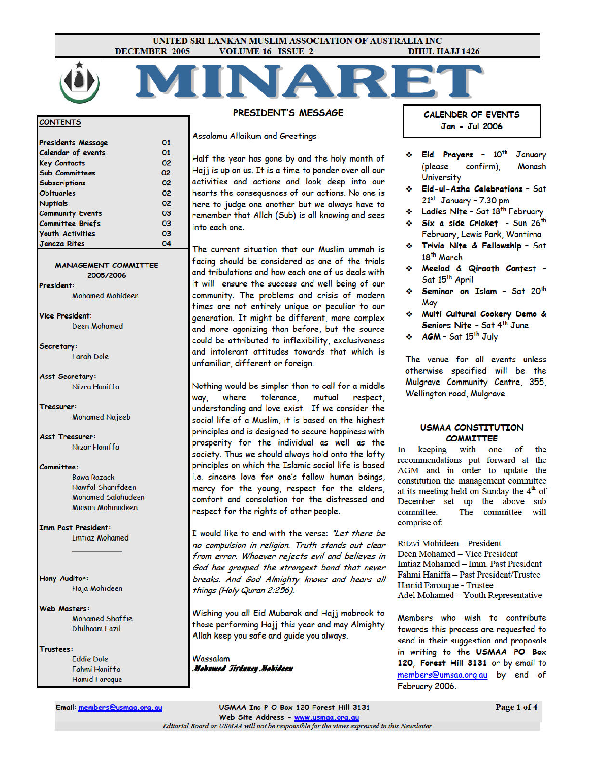UNITED SRI LANKAN MUSLIM ASSOCIATION OF AUSTRALIA INC

DECEMBER 2005 VOLUME 16 ISSUE 2 DHUL HAJJ 1426

# MINARET

## CONTENTS

| | |
|---|---|
| Presidents Message | 01 |
| Calendar of events | 01 |
| Key Contacts | 02 |
| Sub Committees | 02 |
| Subscriptions | 02 |
| Obituaries | 02 |
| Nuptials | 02 |
| Community Events | 03 |
| Committee Briefs | 03 |
| Youth Activities | 03 |
| Janaza Rites | 04 |

## MANAGEMENT COMMITTEE 2005/2006

**President:**
Mohamed Mohideen

**Vice President:**
Deen Mohamed

**Secretary:**
Farah Dole

**Asst Secretary:**
Nizra Haniffa

**Treasurer:**
Mohamed Najeeb

**Asst Treasurer:**
Nizar Haniffa

**Committee:**
Bawa Razack
Nawfal Sharifdeen
Mohamed Salahudeen
Miqsan Mohinudeen

**Imm Past President:**
Imtiaz Mohamed

**Hony Auditor:**
Haja Mohideen

**Web Masters:**
Mohamed Shaffie
Dhilhaam Fazil

**Trustees:**
Eddie Dole
Fahmi Haniffa
Hamid Faroque

## PRESIDENT'S MESSAGE

Assalamu Allaikum and Greetings

Half the year has gone by and the holy month of Hajj is up on us. It is a time to ponder over all our activities and actions and look deep into our hearts the consequences of our actions. No one is here to judge one another but we always have to remember that Allah (Sub) is all knowing and sees into each one.

The current situation that our Muslim ummah is facing should be considered as one of the trials and tribulations and how each one of us deals with it will ensure the success and well being of our community. The problems and crisis of modern times are not entirely unique or peculiar to our generation. It might be different, more complex and more agonizing than before, but the source could be attributed to inflexibility, exclusiveness and intolerant attitudes towards that which is unfamiliar, different or foreign.

Nothing would be simpler than to call for a middle way, where tolerance, mutual respect, understanding and love exist. If we consider the social life of a Muslim, it is based on the highest principles and is designed to secure happiness with prosperity for the individual as well as the society. Thus we should always hold onto the lofty principles on which the Islamic social life is based i.e. sincere love for one's fellow human beings, mercy for the young, respect for the elders, comfort and consolation for the distressed and respect for the rights of other people.

I would like to end with the verse: *"Let there be no compulsion in religion. Truth stands out clear from error. Whoever rejects evil and believes in God has grasped the strongest bond that never breaks. And God Almighty knows and hears all things (Holy Quran 2:256).*

Wishing you all Eid Mubarak and Hajj mabrook to those performing Hajj this year and may Almighty Allah keep you safe and guide you always.

Wassalam
***Mohamed Firdausy Mohideen***

## CALENDER OF EVENTS Jan - Jul 2006

- **Eid Prayers** - 10th January (please confirm), Monash University
- **Eid-ul-Azha Celebrations** - Sat 21st January - 7.30 pm
- **Ladies Nite** - Sat 18th February
- **Six a side Cricket** - Sun 26th February, Lewis Park, Wantirna
- **Trivia Nite & Fellowship** - Sat 18th March
- **Meelad & Qiraath Contest** - Sat 15th April
- **Seminar on Islam** - Sat 20th May
- **Multi Cultural Cookery Demo & Seniors Nite** - Sat 4th June
- **AGM** - Sat 15th July

The venue for all events unless otherwise specified will be the Mulgrave Community Centre, 355, Wellington road, Mulgrave

## USMAA CONSTITUTION COMMITTEE

In keeping with one of the recommendations put forward at the AGM and in order to update the constitution the management committee at its meeting held on Sunday the 4th of December set up the above sub committee. The committee will comprise of:

Ritzvi Mohideen – President
Deen Mohamed – Vice President
Imtiaz Mohamed – Imm. Past President
Fahmi Haniffa – Past President/Trustee
Hamid Farouque - Trustee
Adel Mohamed – Youth Representative

Members who wish to contribute towards this process are requested to send in their suggestion and proposals in writing to the **USMAA PO Box 120, Forest Hill 3131** or by email to members@umsaa.org.au by end of February 2006.

Email: members@usmaa.org.au USMAA Inc P O Box 120 Forest Hill 3131
Web Site Address - www.usmaa.org.au

*Editorial Board or USMAA will not be responsible for the views expressed in this Newsletter*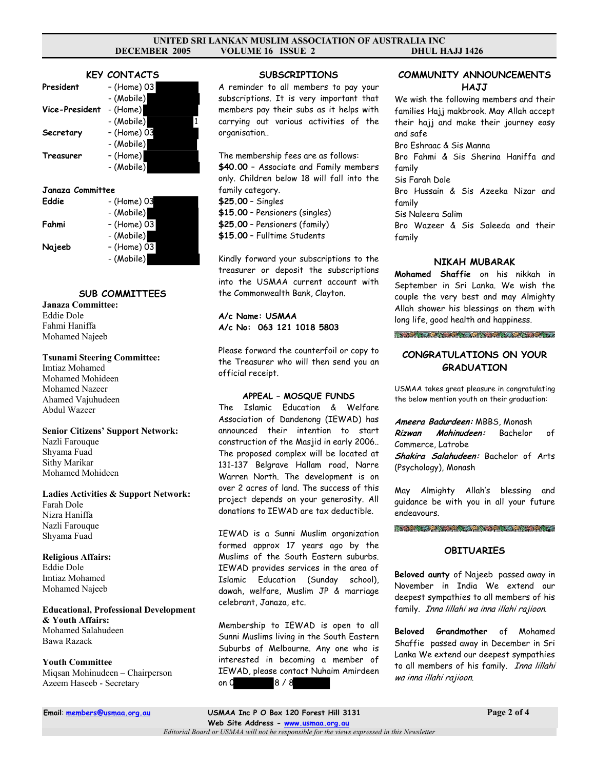## KEY CONTACTS

**President** - (Home) 03
- (Mobile)

**Vice-President** - (Home)
- (Mobile) 1

**Secretary** - (Home) 03
- (Mobile)

**Treasurer** - (Home)
- (Mobile)

**Janaza Committee**

**Eddie** - (Home) 03
- (Mobile)

**Fahmi** - (Home) 03
- (Mobile)

**Najeeb** - (Home) 03
- (Mobile)

## SUB COMMITTEES

**Janaza Committee:**
Eddie Dole
Fahmi Haniffa
Mohamed Najeeb

**Tsunami Steering Committee:**
Imtiaz Mohamed
Mohamed Mohideen
Mohamed Nazeer
Ahamed Vajuhudeen
Abdul Wazeer

**Senior Citizens' Support Network:**
Nazli Farouque
Shyama Fuad
Sithy Marikar
Mohamed Mohideen

**Ladies Activities & Support Network:**
Farah Dole
Nizra Haniffa
Nazli Farouque
Shyama Fuad

**Religious Affairs:**
Eddie Dole
Imtiaz Mohamed
Mohamed Najeeb

**Educational, Professional Development & Youth Affairs:**
Mohamed Salahudeen
Bawa Razack

**Youth Committee**
Miqsan Mohinudeen – Chairperson
Azeem Haseeb - Secretary

## SUBSCRIPTIONS

A reminder to all members to pay your subscriptions. It is very important that members pay their subs as it helps with carrying out various activities of the organisation..

The membership fees are as follows:
**$40.00** – Associate and Family members only. Children below 18 will fall into the family category.
**$25.00** – Singles
**$15.00** – Pensioners (singles)
**$25.00** – Pensioners (family)
**$15.00** – Fulltime Students

Kindly forward your subscriptions to the treasurer or deposit the subscriptions into the USMAA current account with the Commonwealth Bank, Clayton.

**A/c Name: USMAA**
**A/c No: 063 121 1018 5803**

Please forward the counterfoil or copy to the Treasurer who will then send you an official receipt.

### APPEAL – MOSQUE FUNDS

The Islamic Education & Welfare Association of Dandenong (IEWAD) has announced their intention to start construction of the Masjid in early 2006.. The proposed complex will be located at 131-137 Belgrave Hallam road, Narre Warren North. The development is on over 2 acres of land. The success of this project depends on your generosity. All donations to IEWAD are tax deductible.

IEWAD is a Sunni Muslim organization formed approx 17 years ago by the Muslims of the South Eastern suburbs. IEWAD provides services in the area of Islamic Education (Sunday school), dawah, welfare, Muslim JP & marriage celebrant, Janaza, etc.

Membership to IEWAD is open to all Sunni Muslims living in the South Eastern Suburbs of Melbourne. Any one who is interested in becoming a member of IEWAD, please contact Nuhaim Amirdeen on 0 8 / 8

## COMMUNITY ANNOUNCEMENTS

### HAJJ

We wish the following members and their families Hajj makbrook. May Allah accept their hajj and make their journey easy and safe
Bro Eshraac & Sis Manna
Bro Fahmi & Sis Sherina Haniffa and family
Sis Farah Dole
Bro Hussain & Sis Azeeka Nizar and family
Sis Naleera Salim
Bro Wazeer & Sis Saleeda and their family

### NIKAH MUBARAK

**Mohamed Shaffie** on his nikkah in September in Sri Lanka. We wish the couple the very best and may Almighty Allah shower his blessings on them with long life, good health and happiness.

### CONGRATULATIONS ON YOUR GRADUATION

USMAA takes great pleasure in congratulating the below mention youth on their graduation:

***Ameera Badurdeen:*** MBBS, Monash
***Rizwan Mohinudeen:*** Bachelor of Commerce, Latrobe
***Shakira Salahudeen:*** Bachelor of Arts (Psychology), Monash

May Almighty Allah's blessing and guidance be with you in all your future endeavours.

### OBITUARIES

**Beloved aunty** of Najeeb passed away in November in India We extend our deepest sympathies to all members of his family. *Inna lillahi wa inna illahi rajioon.*

**Beloved Grandmother** of Mohamed Shaffie passed away in December in Sri Lanka We extend our deepest sympathies to all members of his family. *Inna lillahi wa inna illahi rajioon.*

Email: members@usmaa.org.au
USMAA Inc P O Box 120 Forest Hill 3131
Web Site Address - www.usmaa.org.au
*Editorial Board or USMAA will not be responsible for the views expressed in this Newsletter*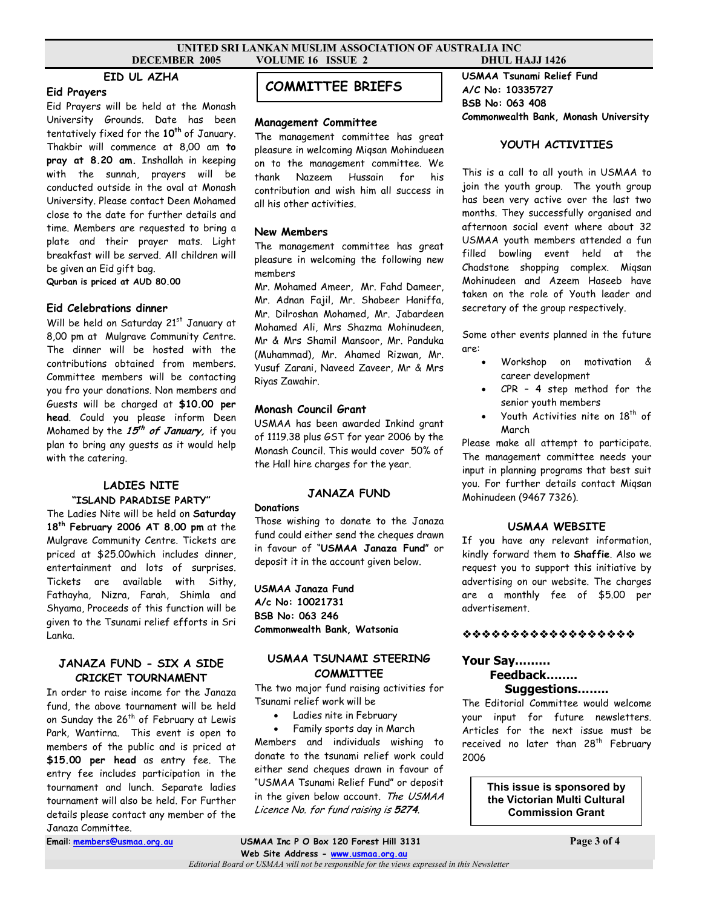## EID UL AZHA

### Eid Prayers

Eid Prayers will be held at the Monash University Grounds. Date has been tentatively fixed for the **10th** of January. Thakbir will commence at 8.00 am **to pray at 8.20 am.** Inshallah in keeping with the sunnah, prayers will be conducted outside in the oval at Monash University. Please contact Deen Mohamed close to the date for further details and time. Members are requested to bring a plate and their prayer mats. Light breakfast will be served. All children will be given an Eid gift bag.

**Qurban is priced at AUD 80.00**

### Eid Celebrations dinner

Will be held on Saturday 21st January at 8.00 pm at Mulgrave Community Centre. The dinner will be hosted with the contributions obtained from members. Committee members will be contacting you fro your donations. Non members and Guests will be charged at **$10.00 per head**. Could you please inform Deen Mohamed by the ***15th of January,*** if you plan to bring any guests as it would help with the catering.

## LADIES NITE

### "ISLAND PARADISE PARTY"

The Ladies Nite will be held on **Saturday 18th February 2006 AT 8.00 pm** at the Mulgrave Community Centre. Tickets are priced at $25.00which includes dinner, entertainment and lots of surprises. Tickets are available with Sithy, Fathayha, Nizra, Farah, Shimla and Shyama, Proceeds of this function will be given to the Tsunami relief efforts in Sri Lanka.

## JANAZA FUND - SIX A SIDE CRICKET TOURNAMENT

In order to raise income for the Janaza fund, the above tournament will be held on Sunday the 26th of February at Lewis Park, Wantirna. This event is open to members of the public and is priced at **$15.00 per head** as entry fee. The entry fee includes participation in the tournament and lunch. Separate ladies tournament will also be held. For Further details please contact any member of the Janaza Committee.

## COMMITTEE BRIEFS

### Management Committee

The management committee has great pleasure in welcoming Miqsan Mohindueen on to the management committee. We thank Nazeem Hussain for his contribution and wish him all success in all his other activities.

### New Members

The management committee has great pleasure in welcoming the following new members

Mr. Mohamed Ameer, Mr. Fahd Dameer, Mr. Adnan Fajil, Mr. Shabeer Haniffa, Mr. Dilroshan Mohamed, Mr. Jabardeen Mohamed Ali, Mrs Shazma Mohinudeen, Mr & Mrs Shamil Mansoor, Mr. Panduka (Muhammad), Mr. Ahamed Rizwan, Mr. Yusuf Zarani, Naveed Zaveer, Mr & Mrs Riyas Zawahir.

### Monash Council Grant

USMAA has been awarded Inkind grant of 1119.38 plus GST for year 2006 by the Monash Council. This would cover 50% of the Hall hire charges for the year.

## JANAZA FUND

**Donations**

Those wishing to donate to the Janaza fund could either send the cheques drawn in favour of "**USMAA Janaza Fund**" or deposit it in the account given below.

**USMAA Janaza Fund**
**A/c No: 10021731**
**BSB No: 063 246**
**Commonwealth Bank, Watsonia**

## USMAA TSUNAMI STEERING COMMITTEE

The two major fund raising activities for Tsunami relief work will be

- Ladies nite in February
- Family sports day in March

Members and individuals wishing to donate to the tsunami relief work could either send cheques drawn in favour of "USMAA Tsunami Relief Fund" or deposit in the given below account. *The USMAA Licence No. for fund raising is **5274**.*

**USMAA Tsunami Relief Fund**
**A/C No: 10335727**
**BSB No: 063 408**
**Commonwealth Bank, Monash University**

## YOUTH ACTIVITIES

This is a call to all youth in USMAA to join the youth group. The youth group has been very active over the last two months. They successfully organised and afternoon social event where about 32 USMAA youth members attended a fun filled bowling event held at the Chadstone shopping complex. Miqsan Mohinudeen and Azeem Haseeb have taken on the role of Youth leader and secretary of the group respectively.

Some other events planned in the future are:

- Workshop on motivation & career development
- CPR – 4 step method for the senior youth members
- Youth Activities nite on 18th of March

Please make all attempt to participate. The management committee needs your input in planning programs that best suit you. For further details contact Miqsan Mohinudeen (9467 7326).

## USMAA WEBSITE

If you have any relevant information, kindly forward them to **Shaffie**. Also we request you to support this initiative by advertising on our website. The charges are a monthly fee of $5.00 per advertisement.

❖❖❖❖❖❖❖❖❖❖❖❖❖❖❖❖❖❖❖

## Your Say……… Feedback…….. Suggestions……..

The Editorial Committee would welcome your input for future newsletters. Articles for the next issue must be received no later than 28th February 2006

**This issue is sponsored by the Victorian Multi Cultural Commission Grant**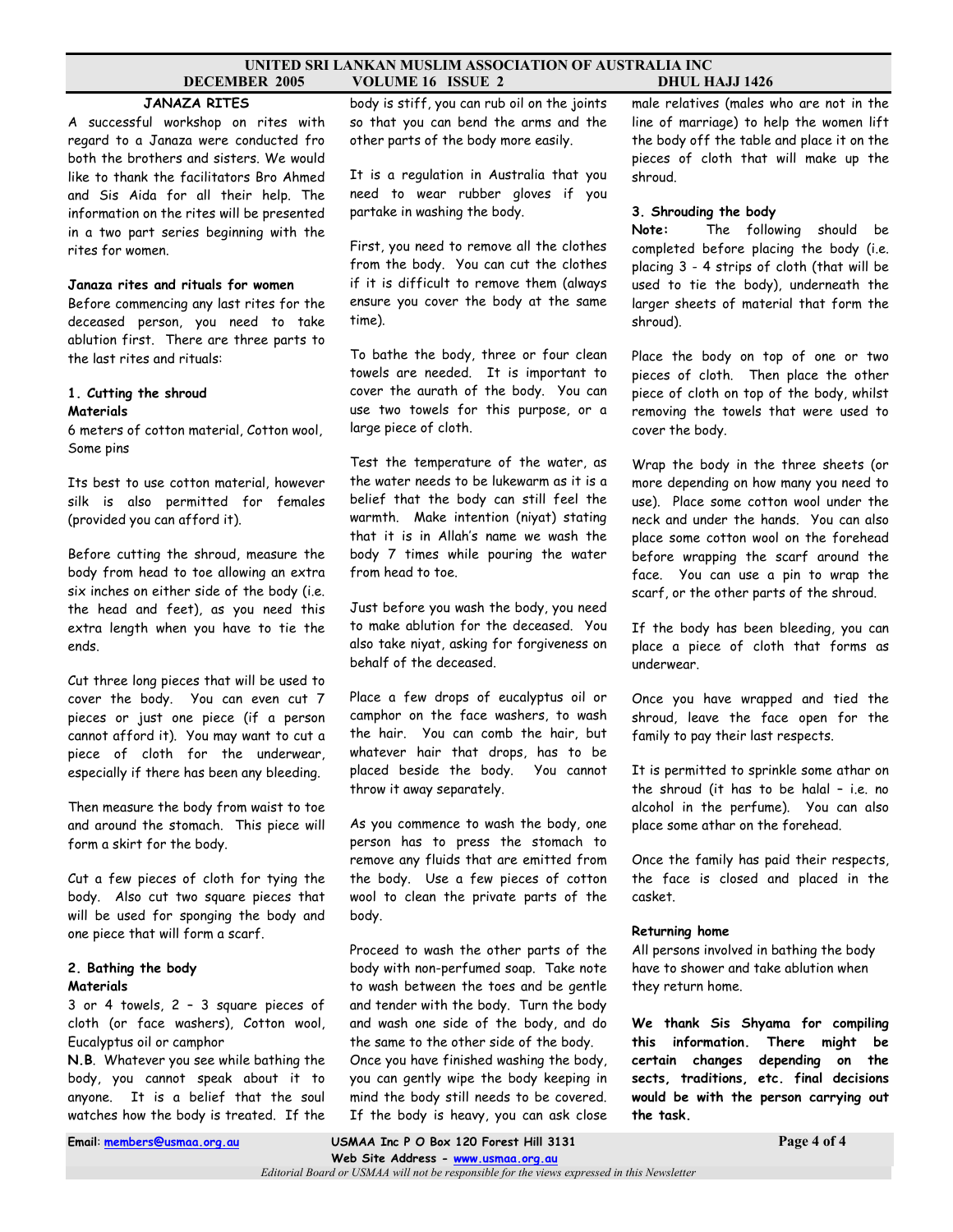## JANAZA RITES

A successful workshop on rites with regard to a Janaza were conducted fro both the brothers and sisters. We would like to thank the facilitators Bro Ahmed and Sis Aida for all their help. The information on the rites will be presented in a two part series beginning with the rites for women.

### Janaza rites and rituals for women

Before commencing any last rites for the deceased person, you need to take ablution first. There are three parts to the last rites and rituals:

### 1. Cutting the shroud

**Materials**

6 meters of cotton material, Cotton wool, Some pins

Its best to use cotton material, however silk is also permitted for females (provided you can afford it).

Before cutting the shroud, measure the body from head to toe allowing an extra six inches on either side of the body (i.e. the head and feet), as you need this extra length when you have to tie the ends.

Cut three long pieces that will be used to cover the body. You can even cut 7 pieces or just one piece (if a person cannot afford it). You may want to cut a piece of cloth for the underwear, especially if there has been any bleeding.

Then measure the body from waist to toe and around the stomach. This piece will form a skirt for the body.

Cut a few pieces of cloth for tying the body. Also cut two square pieces that will be used for sponging the body and one piece that will form a scarf.

### 2. Bathing the body

**Materials**

3 or 4 towels, 2 – 3 square pieces of cloth (or face washers), Cotton wool, Eucalyptus oil or camphor

**N.B**. Whatever you see while bathing the body, you cannot speak about it to anyone. It is a belief that the soul watches how the body is treated. If the body is stiff, you can rub oil on the joints so that you can bend the arms and the other parts of the body more easily.

It is a regulation in Australia that you need to wear rubber gloves if you partake in washing the body.

First, you need to remove all the clothes from the body. You can cut the clothes if it is difficult to remove them (always ensure you cover the body at the same time).

To bathe the body, three or four clean towels are needed. It is important to cover the aurath of the body. You can use two towels for this purpose, or a large piece of cloth.

Test the temperature of the water, as the water needs to be lukewarm as it is a belief that the body can still feel the warmth. Make intention (niyat) stating that it is in Allah's name we wash the body 7 times while pouring the water from head to toe.

Just before you wash the body, you need to make ablution for the deceased. You also take niyat, asking for forgiveness on behalf of the deceased.

Place a few drops of eucalyptus oil or camphor on the face washers, to wash the hair. You can comb the hair, but whatever hair that drops, has to be placed beside the body. You cannot throw it away separately.

As you commence to wash the body, one person has to press the stomach to remove any fluids that are emitted from the body. Use a few pieces of cotton wool to clean the private parts of the body.

Proceed to wash the other parts of the body with non-perfumed soap. Take note to wash between the toes and be gentle and tender with the body. Turn the body and wash one side of the body, and do the same to the other side of the body. Once you have finished washing the body, you can gently wipe the body keeping in mind the body still needs to be covered. If the body is heavy, you can ask close male relatives (males who are not in the line of marriage) to help the women lift the body off the table and place it on the pieces of cloth that will make up the shroud.

### 3. Shrouding the body

**Note:** The following should be completed before placing the body (i.e. placing 3 - 4 strips of cloth (that will be used to tie the body), underneath the larger sheets of material that form the shroud).

Place the body on top of one or two pieces of cloth. Then place the other piece of cloth on top of the body, whilst removing the towels that were used to cover the body.

Wrap the body in the three sheets (or more depending on how many you need to use). Place some cotton wool under the neck and under the hands. You can also place some cotton wool on the forehead before wrapping the scarf around the face. You can use a pin to wrap the scarf, or the other parts of the shroud.

If the body has been bleeding, you can place a piece of cloth that forms as underwear.

Once you have wrapped and tied the shroud, leave the face open for the family to pay their last respects.

It is permitted to sprinkle some athar on the shroud (it has to be halal - i.e. no alcohol in the perfume). You can also place some athar on the forehead.

Once the family has paid their respects, the face is closed and placed in the casket.

### Returning home

All persons involved in bathing the body have to shower and take ablution when they return home.

**We thank Sis Shyama for compiling this information. There might be certain changes depending on the sects, traditions, etc. final decisions would be with the person carrying out the task.**

Email: members@usmaa.org.au  USMAA Inc P O Box 120 Forest Hill 3131
Web Site Address - www.usmaa.org.au

*Editorial Board or USMAA will not be responsible for the views expressed in this Newsletter*